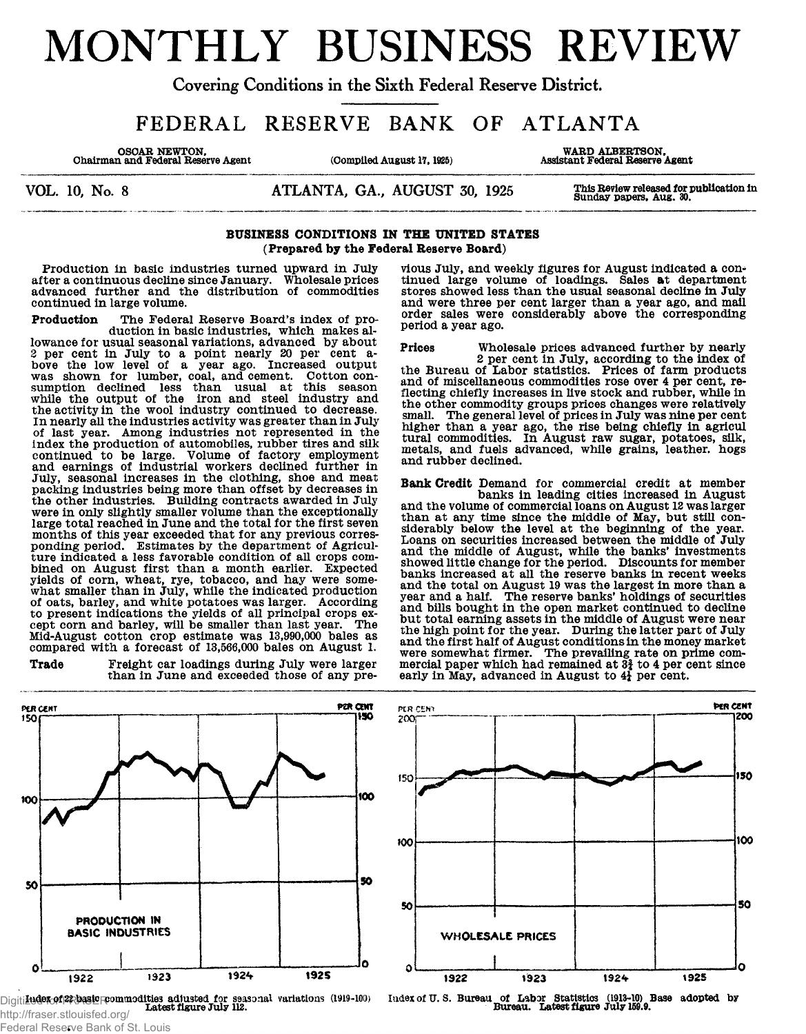# MONTHLY BUSINESS REVIEW

Covering Conditions in the Sixth Federal Reserve District.

## FEDERAL RESERVE BANK OF ATLANTA

OSCAR NEWTON, Chairman and Federal Reserve Agent | (Compiled August 17, 1925) | WARD ALBERTSON, Assistant Federal Reserve Agent

VOL. 10, No. 8 | ATLANTA, GA., AUGUST 30, 1925 | This Review released for publication in Sunday papers, Aug. 30.

### BUSINESS CONDITIONS IN THE UNITED STATES
**(Prepared by the Federal Reserve Board)**

Production in basic industries turned upward in July after a continuous decline since January. Wholesale prices advanced further and the distribution of commodities continued in large volume.

**Production** The Federal Reserve Board's index of production in basic industries, which makes allowance for usual seasonal variations, advanced by about 2 per cent in July to a point nearly 20 per cent above the low level of a year ago. Increased output was shown for lumber, coal, and cement. Cotton consumption declined less than usual at this season while the output of the iron and steel industry and the activity in the wool industry continued to decrease. In nearly all the industries activity was greater than in July of last year. Among industries not represented in the index the production of automobiles, rubber tires and silk continued to be large. Volume of factory employment and earnings of industrial workers declined further in July, seasonal increases in the clothing, shoe and meat packing industries being more than offset by decreases in the other industries. Building contracts awarded in July were in only slightly smaller volume than the exceptionally large total reached in June and the total for the first seven months of this year exceeded that for any previous corresponding period. Estimates by the department of Agriculture indicated a less favorable condition of all crops combined on August first than a month earlier. Expected yields of corn, wheat, rye, tobacco, and hay were somewhat smaller than in July, while the indicated production of oats, barley, and white potatoes was larger. According to present indications the yields of all principal crops except corn and barley, will be smaller than last year. The Mid-August cotton crop estimate was 13,990,000 bales as compared with a forecast of 13,566,000 bales on August 1.

**Trade** Freight car loadings during July were larger than in June and exceeded those of any previous July, and weekly figures for August indicated a continued large volume of loadings. Sales at department stores showed less than the usual seasonal decline in July and were three per cent larger than a year ago, and mail order sales were considerably above the corresponding period a year ago.

**Prices** Wholesale prices advanced further by nearly 2 per cent in July, according to the index of the Bureau of Labor statistics. Prices of farm products and of miscellaneous commodities rose over 4 per cent, reflecting chiefly increases in live stock and rubber, while in the other commodity groups prices changes were relatively small. The general level of prices in July was nine per cent higher than a year ago, the rise being chiefly in agricultural commodities. In August raw sugar, potatoes, silk, metals, and fuels advanced, while grains, leather, hogs and rubber declined.

**Bank Credit** Demand for commercial credit at member banks in leading cities increased in August and the volume of commercial loans on August 12 was larger than at any time since the middle of May, but still considerably below the level at the beginning of the year. Loans on securities increased between the middle of July and the middle of August, while the banks' investments showed little change for the period. Discounts for member banks increased at all the reserve banks in recent weeks and the total on August 19 was the largest in more than a year and a half. The reserve banks' holdings of securities and bills bought in the open market continued to decline but total earning assets in the middle of August were near the high point for the year. During the latter part of July and the first half of August conditions in the money market were somewhat firmer. The prevailing rate on prime commercial paper which had remained at 3¾ to 4 per cent since early in May, advanced in August to 4¼ per cent.

PRODUCTION IN BASIC INDUSTRIES

Index of 22 basic commodities adjusted for seasonal variations (1919-100) Latest figure July 112.

WHOLESALE PRICES

Index of U. S. Bureau of Labor Statistics (1913-10) Base adopted by Bureau. Latest figure July 159.9.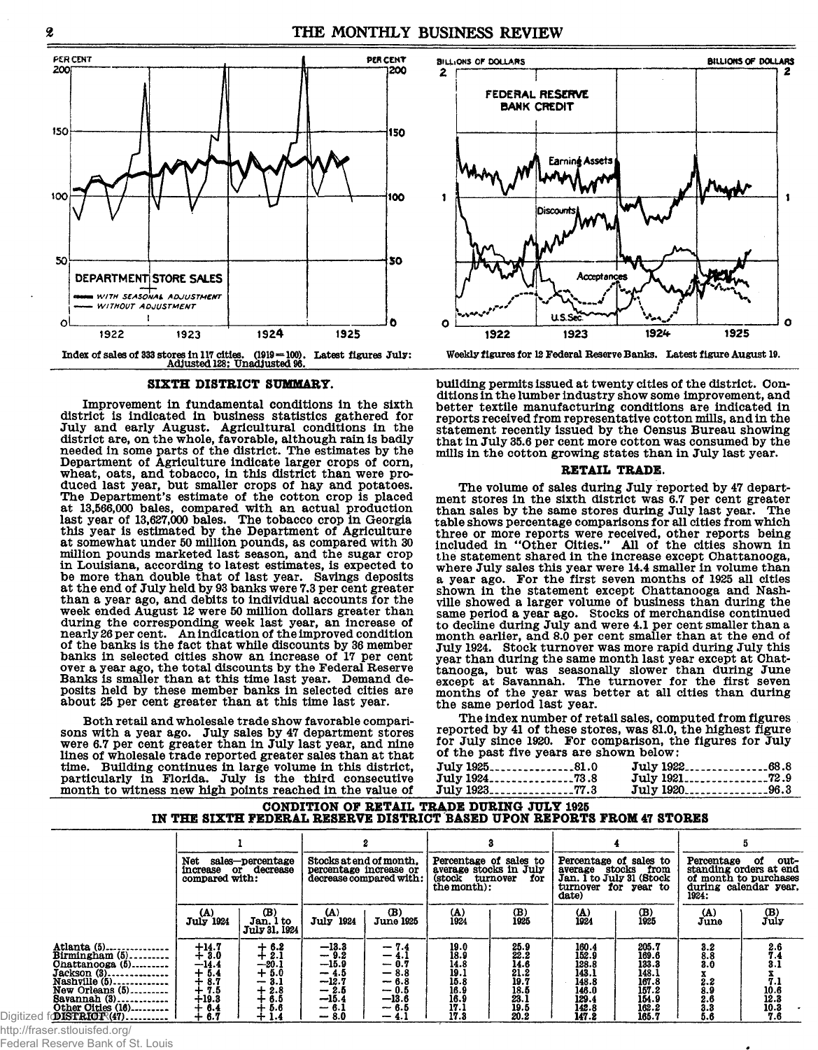Index of sales of 333 stores in 117 cities. (1919=100). Latest figures July: Adjusted 128; Unadjusted 96.

Weekly figures for 12 Federal Reserve Banks. Latest figure August 19.

## SIXTH DISTRICT SUMMARY.

Improvement in fundamental conditions in the sixth district is indicated in business statistics gathered for July and early August. Agricultural conditions in the district are, on the whole, favorable, although rain is badly needed in some parts of the district. The estimates by the Department of Agriculture indicate larger crops of corn, wheat, oats, and tobacco, in this district than were produced last year, but smaller crops of hay and potatoes. The Department's estimate of the cotton crop is placed at 13,566,000 bales, compared with an actual production last year of 13,627,000 bales. The tobacco crop in Georgia this year is estimated by the Department of Agriculture at somewhat under 50 million pounds, as compared with 30 million pounds marketed last season, and the sugar crop in Louisiana, according to latest estimates, is expected to be more than double that of last year. Savings deposits at the end of July held by 93 banks were 7.3 per cent greater than a year ago, and debits to individual accounts for the week ended August 12 were 50 million dollars greater than during the corresponding week last year, an increase of nearly 26 per cent. An indication of the improved condition of the banks is the fact that while discounts by 36 member banks in selected cities show an increase of 17 per cent over a year ago, the total discounts by the Federal Reserve Banks is smaller than at this time last year. Demand deposits held by these member banks in selected cities are about 25 per cent greater than at this time last year.

Both retail and wholesale trade show favorable comparisons with a year ago. July sales by 47 department stores were 6.7 per cent greater than in July last year, and nine lines of wholesale trade reported greater sales than at that time. Building continues in large volume in this district, particularly in Florida. July is the third consecutive month to witness new high points reached in the value of building permits issued at twenty cities of the district. Conditions in the lumber industry show some improvement, and better textile manufacturing conditions are indicated in reports received from representative cotton mills, and in the statement recently issued by the Census Bureau showing that in July 35.6 per cent more cotton was consumed by the mills in the cotton growing states than in July last year.

## RETAIL TRADE.

The volume of sales during July reported by 47 department stores in the sixth district was 6.7 per cent greater than sales by the same stores during July last year. The table shows percentage comparisons for all cities from which three or more reports were received, other reports being included in "Other Cities." All of the cities shown in the statement shared in the increase except Chattanooga, where July sales this year were 14.4 smaller in volume than a year ago. For the first seven months of 1925 all cities shown in the statement except Chattanooga and Nashville showed a larger volume of business than during the same period a year ago. Stocks of merchandise continued to decline during July and were 4.1 per cent smaller than a month earlier, and 8.0 per cent smaller than at the end of July 1924. Stock turnover was more rapid during July this year than during the same month last year except at Chattanooga, but was seasonally slower than during June except at Savannah. The turnover for the first seven months of the year was better at all cities than during the same period last year.

The index number of retail sales, computed from figures reported by 41 of these stores, was 81.0, the highest figure for July since 1920. For comparison, the figures for July of the past five years are shown below:

| | | | |
|---|---|---|---|
| July 1925 | 81.0 | July 1922 | 68.8 |
| July 1924 | 73.8 | July 1921 | 72.9 |
| July 1923 | 77.3 | July 1920 | 96.3 |

### CONDITION OF RETAIL TRADE DURING JULY 1925 IN THE SIXTH FEDERAL RESERVE DISTRICT BASED UPON REPORTS FROM 47 STORES

| | 1 Net sales—percentage increase or decrease compared with: | | 2 Stocks at end of month, percentage increase or decrease compared with: | | 3 Percentage of sales to average stocks in July (stock turnover for the month): | | 4 Percentage of sales to average stocks from Jan. 1 to July 31 (Stock turnover for year to date) | | 5 Percentage of outstanding orders at end of month to purchases during calendar year, 1924: | |
|---|---|---|---|---|---|---|---|---|---|---|
| | (A) July 1924 | (B) Jan. 1 to July 31, 1924 | (A) July 1924 | (B) June 1925 | (A) 1924 | (B) 1925 | (A) 1924 | (B) 1925 | (A) June | (B) July |
| Atlanta (5) | +14.7 | + 6.2 | −13.3 | − 7.4 | 19.0 | 25.9 | 160.4 | 205.7 | 3.2 | 2.6 |
| Birmingham (5) | + 3.0 | + 2.1 | − 9.2 | − 4.1 | 18.9 | 22.2 | 152.9 | 169.6 | 8.8 | 7.4 |
| Chattanooga (5) | −14.4 | −20.1 | −15.9 | − 0.7 | 14.8 | 14.6 | 128.8 | 133.3 | 3.0 | 3.1 |
| Jackson (3) | + 5.4 | + 5.0 | − 4.5 | − 8.8 | 19.1 | 21.2 | 143.1 | 148.1 | x | x |
| Nashville (5) | + 8.7 | − 3.1 | −12.7 | − 6.8 | 15.8 | 19.7 | 148.8 | 167.8 | 2.2 | 7.1 |
| New Orleans (5) | + 7.5 | + 2.8 | − 2.5 | − 0.5 | 16.9 | 18.5 | 146.0 | 157.2 | 8.9 | 10.6 |
| Savannah (3) | +19.3 | + 6.5 | −15.4 | −13.6 | 16.9 | 23.1 | 129.4 | 154.9 | 2.6 | 12.3 |
| Other Cities (16) | + 6.4 | + 5.6 | − 6.1 | − 6.5 | 17.1 | 19.5 | 142.8 | 162.2 | 3.3 | 10.3 |
| DISTRICT (47) | + 6.7 | + 1.4 | − 8.0 | − 4.1 | 17.3 | 20.2 | 147.2 | 165.7 | 5.6 | 7.6 |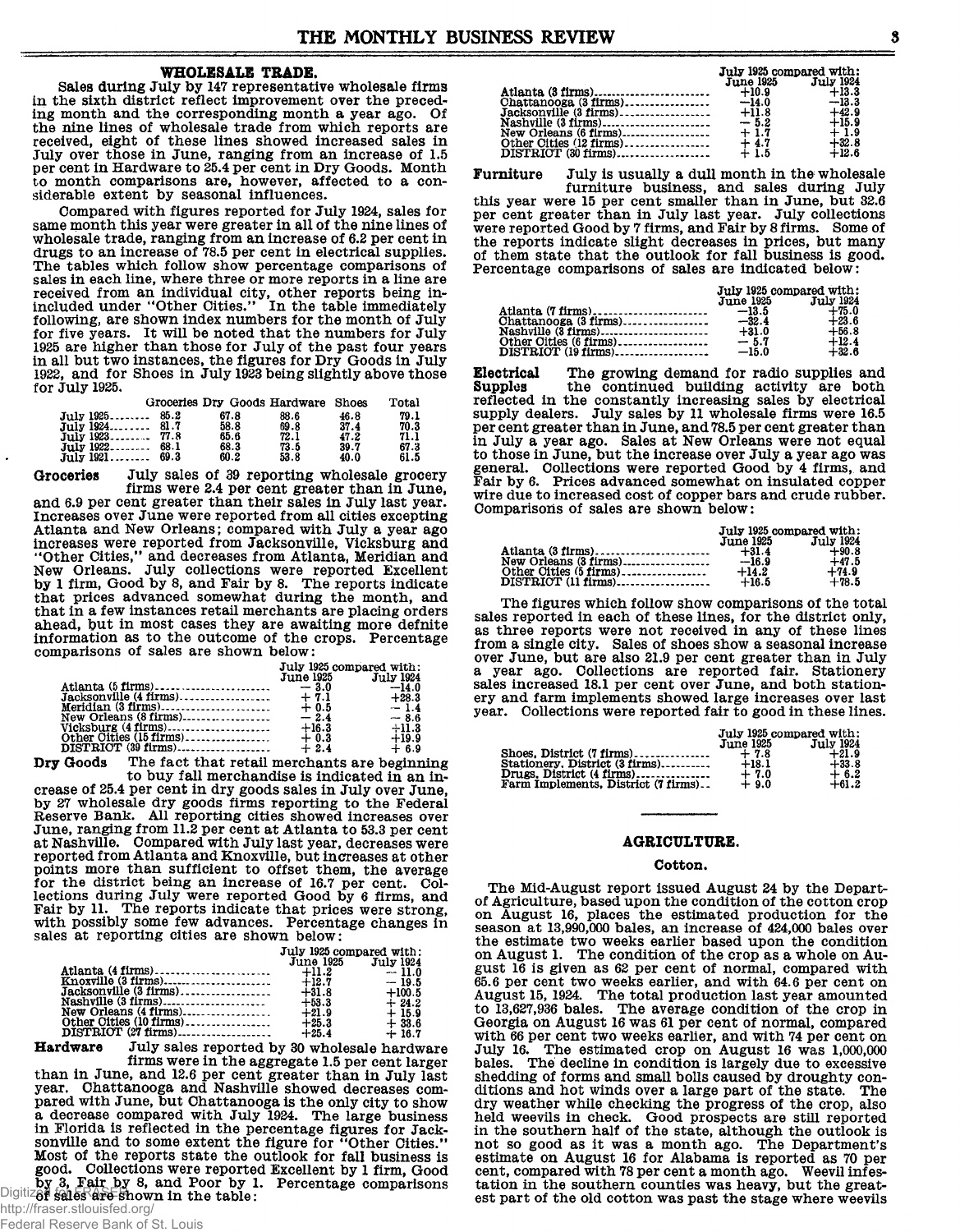## WHOLESALE TRADE.

Sales during July by 147 representative wholesale firms in the sixth district reflect improvement over the preceding month and the corresponding month a year ago. Of the nine lines of wholesale trade from which reports are received, eight of these lines showed increased sales in July over those in June, ranging from an increase of 1.5 per cent in Hardware to 25.4 per cent in Dry Goods. Month to month comparisons are, however, affected to a considerable extent by seasonal influences.

Compared with figures reported for July 1924, sales for same month this year were greater in all of the nine lines of wholesale trade, ranging from an increase of 6.2 per cent in drugs to an increase of 78.5 per cent in electrical supplies. The tables which follow show percentage comparisons of sales in each line, where three or more reports in a line are received from an individual city, other reports being included under "Other Cities." In the table immediately following, are shown index numbers for the month of July for five years. It will be noted that the numbers for July 1925 are higher than those for July of the past four years in all but two instances, the figures for Dry Goods in July 1922, and for Shoes in July 1923 being slightly above those for July 1925.

| | Groceries | Dry Goods | Hardware | Shoes | Total |
|---|---|---|---|---|---|
| July 1925 | 85.2 | 67.8 | 88.6 | 46.8 | 79.1 |
| July 1924 | 81.7 | 58.8 | 69.8 | 37.4 | 70.3 |
| July 1923 | 77.8 | 65.6 | 72.1 | 47.2 | 71.1 |
| July 1922 | 68.1 | 68.3 | 73.5 | 39.7 | 67.3 |
| July 1921 | 69.3 | 60.2 | 53.8 | 40.0 | 61.5 |

**Groceries** July sales of 39 reporting wholesale grocery firms were 2.4 per cent greater than in June, and 6.9 per cent greater than their sales in July last year. Increases over June were reported from all cities excepting Atlanta and New Orleans; compared with July a year ago increases were reported from Jacksonville, Vicksburg and "Other Cities," and decreases from Atlanta, Meridian and New Orleans. July collections were reported Excellent by 1 firm, Good by 8, and Fair by 8. The reports indicate that prices advanced somewhat during the month, and that in a few instances retail merchants are placing orders ahead, but in most cases they are awaiting more definite information as to the outcome of the crops. Percentage comparisons of sales are shown below:

| | July 1925 compared with: June 1925 | July 1924 |
|---|---|---|
| Atlanta (5 firms) | — 3.0 | —14.0 |
| Jacksonville (4 firms) | + 7.1 | +28.3 |
| Meridian (3 firms) | + 0.5 | — 1.4 |
| New Orleans (8 firms) | — 2.4 | — 8.6 |
| Vicksburg (4 firms) | +16.3 | +11.3 |
| Other Cities (15 firms) | + 0.3 | +19.9 |
| DISTRICT (39 firms) | + 2.4 | + 6.9 |

**Dry Goods** The fact that retail merchants are beginning to buy fall merchandise is indicated in an increase of 25.4 per cent in dry goods sales in July over June, by 27 wholesale dry goods firms reporting to the Federal Reserve Bank. All reporting cities showed increases over June, ranging from 11.2 per cent at Atlanta to 53.3 per cent at Nashville. Compared with July last year, decreases were reported from Atlanta and Knoxville, but increases at other points more than sufficient to offset them, the average for the district being an increase of 16.7 per cent. Collections during July were reported Good by 6 firms, and Fair by 11. The reports indicate that prices were strong, with possibly some few advances. Percentage changes in sales at reporting cities are shown below:

| | July 1925 compared with: June 1925 | July 1924 |
|---|---|---|
| Atlanta (4 firms) | +11.2 | — 11.0 |
| Knoxville (3 firms) | +12.7 | — 19.5 |
| Jacksonville (3 firms) | +31.8 | +100.5 |
| Nashville (3 firms) | +53.3 | + 24.2 |
| New Orleans (4 firms) | +21.9 | + 15.9 |
| Other Cities (10 firms) | +25.3 | + 33.6 |
| DISTRICT (27 firms) | +25.4 | + 16.7 |

**Hardware** July sales reported by 30 wholesale hardware firms were in the aggregate 1.5 per cent larger than in June, and 12.6 per cent greater than in July last year. Chattanooga and Nashville showed decreases compared with June, but Chattanooga is the only city to show a decrease compared with July 1924. The large business in Florida is reflected in the percentage figures for Jacksonville and to some extent the figure for "Other Cities." Most of the reports state the outlook for fall business is good. Collections were reported Excellent by 1 firm, Good by 3, Fair by 8, and Poor by 1. Percentage comparisons of sales are shown in the table:

| | July 1925 compared with: June 1925 | July 1924 |
|---|---|---|
| Atlanta (3 firms) | +10.9 | +13.3 |
| Chattanooga (3 firms) | —14.0 | —13.3 |
| Jacksonville (3 firms) | +11.8 | +42.9 |
| Nashville (3 firms) | — 5.2 | +15.9 |
| New Orleans (6 firms) | + 1.7 | + 1.9 |
| Other Cities (12 firms) | + 4.7 | +32.8 |
| DISTRICT (30 firms) | + 1.5 | +12.6 |

**Furniture** July is usually a dull month in the wholesale furniture business, and sales during July this year were 15 per cent smaller than in June, but 32.6 per cent greater than in July last year. July collections were reported Good by 7 firms, and Fair by 8 firms. Some of the reports indicate slight decreases in prices, but many of them state that the outlook for fall business is good. Percentage comparisons of sales are indicated below:

| | July 1925 compared with: June 1925 | July 1924 |
|---|---|---|
| Atlanta (7 firms) | —13.5 | +75.0 |
| Chattanooga (3 firms) | —32.4 | +23.6 |
| Nashville (3 firms) | +31.0 | +56.8 |
| Other Cities (6 firms) | — 5.7 | +12.4 |
| DISTRICT (19 firms) | —15.0 | +32.6 |

**Electrical Supplies** The growing demand for radio supplies and the continued building activity are both reflected in the constantly increasing sales by electrical supply dealers. July sales by 11 wholesale firms were 16.5 per cent greater than in June, and 78.5 per cent greater than in July a year ago. Sales at New Orleans were not equal to those in June, but the increase over July a year ago was general. Collections were reported Good by 4 firms, and Fair by 6. Prices advanced somewhat on insulated copper wire due to increased cost of copper bars and crude rubber. Comparisons of sales are shown below:

| | July 1925 compared with: June 1925 | July 1924 |
|---|---|---|
| Atlanta (3 firms) | +31.4 | +90.8 |
| New Orleans (3 firms) | —16.9 | +47.5 |
| Other Cities (5 firms) | +14.2 | +74.9 |
| DISTRICT (11 firms) | +16.5 | +78.5 |

The figures which follow show comparisons of the total sales reported in each of these lines, for the district only, as three reports were not received in any of these lines from a single city. Sales of shoes show a seasonal increase over June, but are also 21.9 per cent greater than in July a year ago. Collections are reported fair. Stationery sales increased 18.1 per cent over June, and both stationery and farm implements showed large increases over last year. Collections were reported fair to good in these lines.

| | July 1925 compared with: June 1925 | July 1924 |
|---|---|---|
| Shoes, District (7 firms) | + 7.8 | +21.9 |
| Stationery, District (3 firms) | +18.1 | +33.8 |
| Drugs, District (4 firms) | + 7.0 | + 6.2 |
| Farm Implements, District (7 firms) | + 9.0 | +61.2 |

## AGRICULTURE.

### Cotton.

The Mid-August report issued August 24 by the Department of Agriculture, based upon the condition of the cotton crop on August 16, places the estimated production for the season at 13,990,000 bales, an increase of 424,000 bales over the estimate two weeks earlier based upon the condition on August 1. The condition of the crop as a whole on August 16 is given as 62 per cent of normal, compared with 65.6 per cent two weeks earlier, and with 64.6 per cent on August 15, 1924. The total production last year amounted to 13,627,936 bales. The average condition of the crop in Georgia on August 16 was 61 per cent of normal, compared with 66 per cent two weeks earlier, and with 74 per cent on July 16. The estimated crop on August 16 was 1,000,000 bales. The decline in condition is largely due to excessive shedding of forms and small bolls caused by droughty conditions and hot winds over a large part of the state. The dry weather while checking the progress of the crop, also held weevils in check. Good prospects are still reported in the southern half of the state, although the outlook is not so good as it was a month ago. The Department's estimate on August 16 for Alabama is reported as 70 per cent, compared with 78 per cent a month ago. Weevil infestation in the southern counties was heavy, but the greatest part of the old cotton was past the stage where weevils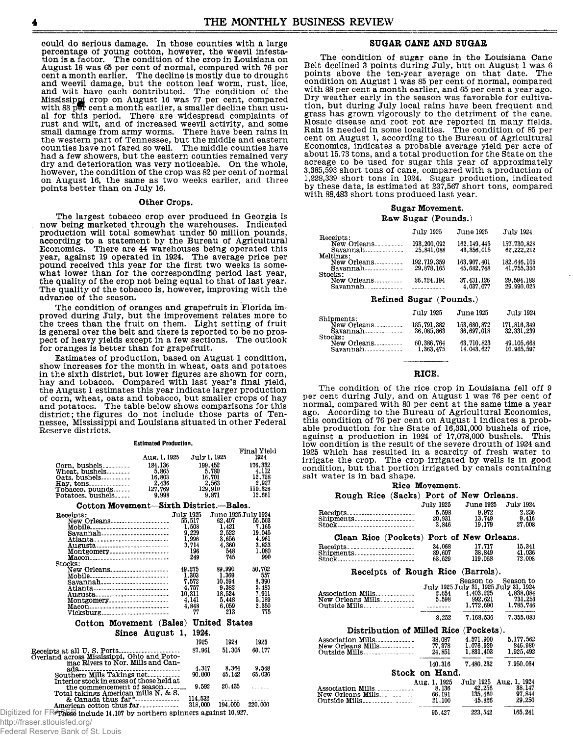could do serious damage. In those counties with a large percentage of young cotton, however, the weevil infestation is a factor. The condition of the crop in Louisiana on August 16 was 65 per cent of normal, compared with 76 per cent a month earlier. The decline is mostly due to drought and weevil damage, but the cotton leaf worm, rust, lice, and wilt have each contributed. The condition of the Mississippi crop on August 16 was 77 per cent, compared with 83 per cent a month earlier, a smaller decline than usual for this period. There are widespread complaints of rust and wilt, and of increased weevil activity, and some small damage from army worms. There have been rains in the western part of Tennessee, but the middle and eastern counties have not fared so well. The middle counties have had a few showers, but the eastern counties remained very dry and deterioration was very noticeable. On the whole, however, the condition of the crop was 82 per cent of normal on August 16, the same as two weeks earlier, and three points better than on July 16.

### Other Crops.

The largest tobacco crop ever produced in Georgia is now being marketed through the warehouses. Indicated production will total somewhat under 50 million pounds, according to a statement by the Bureau of Agricultural Economics. There are 44 warehouses being operated this year, against 19 operated in 1924. The average price per pound received this year for the first two weeks is somewhat lower than for the corresponding period last year, the quality of the crop not being equal to that of last year. The quality of the tobacco is, however, improving with the advance of the season.

The condition of oranges and grapefruit in Florida improved during July, but the improvement relates more to the trees than the fruit on them. Light setting of fruit is general over the belt and there is reported to be no prospect of heavy yields except in a few sections. The outlook for oranges is better than for grapefruit.

Estimates of production, based on August 1 condition, show increases for the month in wheat, oats and potatoes in the sixth district, but lower figures are shown for corn, hay and tobacco. Compared with last year's final yield, the August 1 estimates this year indicate larger production of corn, wheat, oats and tobacco, but smaller crops of hay and potatoes. The table below shows comparisons for this district; the figures do not include those parts of Tennessee, Mississippi and Louisiana situated in other Federal Reserve districts.

**Estimated Production.**

| | Aug. 1, 1925 | July 1, 1925 | Final Yield 1924 |
|---|---|---|---|
| Corn, bushels | 184,136 | 199,452 | 176,332 |
| Wheat, bushels | 5,865 | 5,780 | 4,112 |
| Oats, bushels | 16,803 | 16,701 | 12,728 |
| Hay, tons | 2,436 | 2,563 | 2,927 |
| Tobacco, pounds | 127,769 | 129,910 | 110,326 |
| Potatoes, bushels | 9,998 | 9,871 | 12,661 |

### Cotton Movement—Sixth District.—Bales.

| | July 1925 | June 1925 | July 1924 |
|---|---|---|---|
| Receipts: | | | |
| New Orleans | 55,517 | 62,407 | 55,503 |
| Mobile | 1,508 | 1,421 | 7,165 |
| Savannah | 9,229 | 2,522 | 19,045 |
| Atlanta | 1,996 | 3,656 | 4,961 |
| Augusta | 3,714 | 4,360 | 3,833 |
| Montgomery | 196 | 548 | 1,080 |
| Macon | 249 | 745 | 990 |
| Stocks: | | | |
| New Orleans | 49,275 | 89,990 | 50,702 |
| Mobile | 1,303 | 1,369 | 557 |
| Savannah | 7,572 | 10,594 | 8,390 |
| Atlanta | 4,757 | 9,382 | 5,485 |
| Augusta | 10,311 | 18,524 | 7,911 |
| Montgomery | 4,141 | 5,448 | 5,189 |
| Macon | 4,848 | 6,059 | 2,350 |
| Vicksburg | 77 | 213 | 775 |

### Cotton Movement (Bales) United States Since August 1, 1924.

| | 1925 | 1924 | 1923 |
|---|---|---|---|
| Receipts at all U. S. Ports | 87,961 | 51,305 | 60,177 |
| Overland across Mississippi, Ohio and Potomac Rivers to Nor. Mills and Canada | 4,317 | 8,364 | 9,548 |
| Southern Mills Takings net | 90,000 | 45,142 | 65,036 |
| Interior stock in excess of those held at the commencement of season | 9,592 | 20,435 | ...... |
| Total takings American mills N. & S. & Canada thus far* | 114,532 | ...... | ...... |
| American cotton thus far | 318,000 | 194,000 | 220,000 |

*These include 14,107 by northern spinners against 10,927.

## SUGAR CANE AND SUGAR

The condition of sugar cane in the Louisiana Cane Belt declined 3 points during July, but on August 1 was 6 points above the ten-year average on that date. The condition on August 1 was 85 per cent of normal, compared with 88 per cent a month earlier, and 65 per cent a year ago. Dry weather early in the season was favorable for cultivation, but during July local rains have been frequent and grass has grown vigorously to the detriment of the cane. Mosaic disease and root rot are reported in many fields. Rain is needed in some localities. The condition of 85 per cent on August 1, according to the Bureau of Agricultural Economics, indicates a probable average yield per acre of about 15.73 tons, and a total production for the State on the acreage to be used for sugar this year of approximately 3,385,593 short tons of cane, compared with a production of 1,228,339 short tons in 1924. Sugar production, indicated by these data, is estimated at 237,567 short tons, compared with 88,483 short tons produced last year.

### Sugar Movement.

**Raw Sugar (Pounds.)**

| | July 1925 | June 1925 | July 1924 |
|---|---|---|---|
| Receipts: | | | |
| New Orleans | 193,200,092 | 162,149,445 | 157,730,828 |
| Savannah | 25,841,088 | 43,356,015 | 62,222,212 |
| Meltings: | | | |
| New Orleans | 192,719,359 | 163,907,401 | 182,646,105 |
| Savannah | 29,878,165 | 45,682,748 | 41,755,350 |
| Stocks: | | | |
| New Orleans | 26,724,194 | 37,431,126 | 29,594,188 |
| Savannah | ........... | 4,037,077 | 29,990,025 |

**Refined Sugar (Pounds.)**

| | July 1925 | June 1925 | July 1924 |
|---|---|---|---|
| Shipments: | | | |
| New Orleans | 185,791,382 | 153,680,872 | 171,816,349 |
| Savannah | 36,085,863 | 36,697,018 | 32,331,239 |
| Stocks: | | | |
| New Orleans | 60,386,764 | 63,710,823 | 49,105,668 |
| Savannah | 1,363,475 | 14,043,627 | 10,965,597 |

## RICE.

The condition of the rice crop in Louisiana fell off 9 per cent during July, and on August 1 was 76 per cent of normal, compared with 80 per cent at the same time a year ago. According to the Bureau of Agricultural Economics, this condition of 76 per cent on August 1 indicates a probable production for the State of 16,331,000 bushels of rice, against a production in 1924 of 17,078,000 bushels. This low condition is the result of the severe drouth of 1924 and 1925 which has resulted in a scarcity of fresh water to irrigate the crop. The crop irrigated by wells is in good condition, but that portion irrigated by canals containing salt water is in bad shape.

### Rice Movement.

**Rough Rice (Sacks) Port of New Orleans.**

| | July 1925 | June 1925 | July 1924 |
|---|---|---|---|
| Receipts | 5,598 | 9,972 | 2,236 |
| Shipments | 20,931 | 13,749 | 9,416 |
| Stock | 3,846 | 19,179 | 27,008 |

**Clean Rice (Pockets) Port of New Orleans.**

| | July 1925 | June 1925 | July 1924 |
|---|---|---|---|
| Receipts | 34,068 | 17,717 | 15,341 |
| Shipments | 89,607 | 38,849 | 41,036 |
| Stock | 63,529 | 119,068 | 72,008 |

**Receipts of Rough Rice (Barrels).**

| | July 1925 | Season to July 31, 1925 | Season to July 31, 1924 |
|---|---|---|---|
| Association Mills | 2,654 | 4,403,225 | 4,838,084 |
| New Orleans Mills | 5,598 | 992,621 | 731,253 |
| Outside Mills | ........ | 1,772,690 | 1,785,746 |
| | 8,252 | 7,168,536 | 7,355,083 |

**Distribution of Milled Rice (Pockets).**

| | July 1925 | Season to July 31, 1925 | Season to July 31, 1924 |
|---|---|---|---|
| Association Mills | 38,087 | 4,571,900 | 5,177,562 |
| New Orleans Mills | 77,378 | 1,076,929 | 846,980 |
| Outside Mills | 24,851 | 1,831,403 | 1,925,492 |
| | 140,316 | 7,480,232 | 7,950,034 |

**Stock on Hand.**

| | Aug. 1, 1925 | July 1925 | Aug. 1, 1924 |
|---|---|---|---|
| Association Mills | 8,136 | 42,256 | 38,147 |
| New Orleans Mills | 66,191 | 135,460 | 97,844 |
| Outside Mills | 21,100 | 45,826 | 29,250 |
| | 95,427 | 223,542 | 165,241 |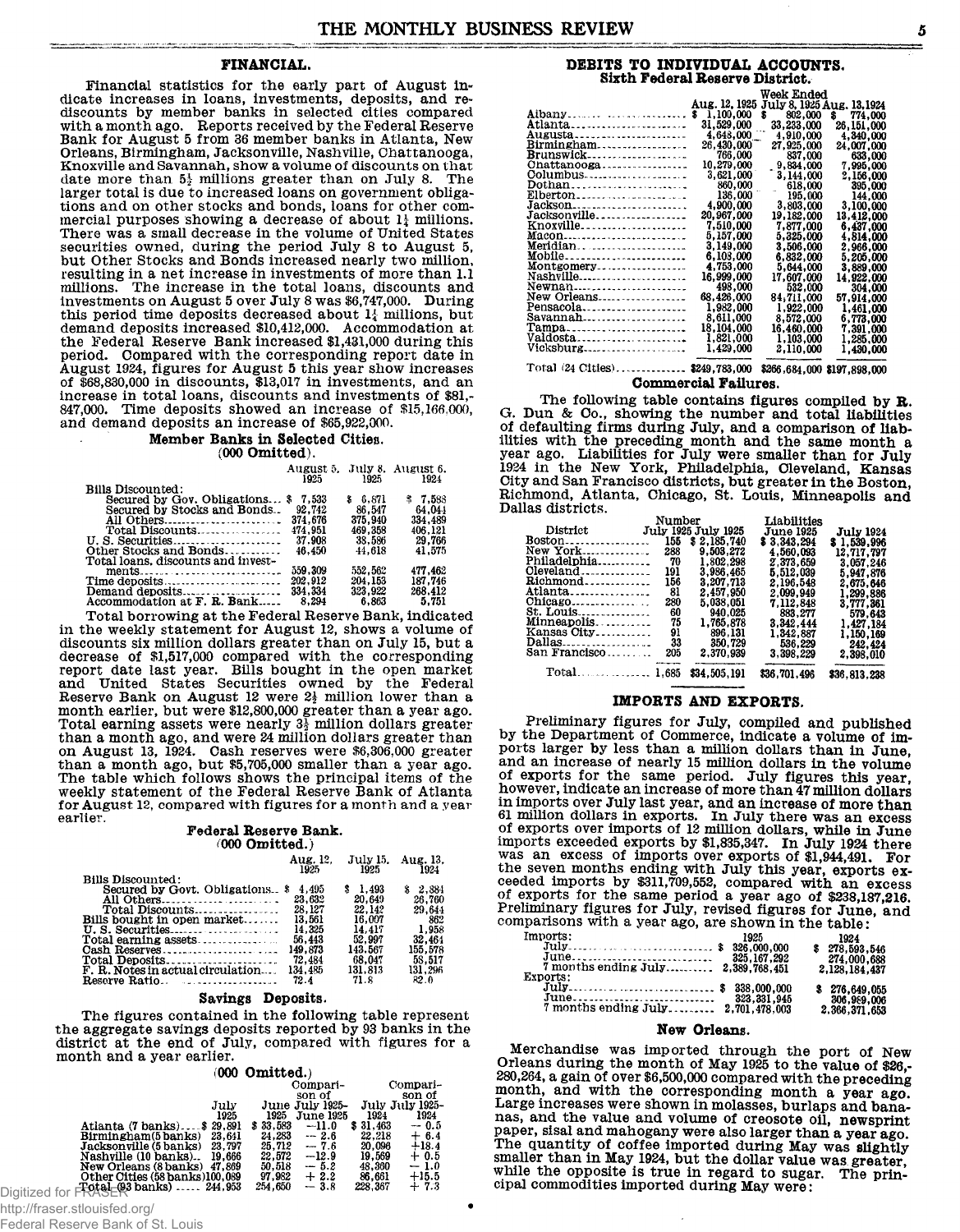## FINANCIAL.

Financial statistics for the early part of August indicate increases in loans, investments, deposits, and rediscounts by member banks in selected cities compared with a month ago. Reports received by the Federal Reserve Bank for August 5 from 36 member banks in Atlanta, New Orleans, Birmingham, Jacksonville, Nashville, Chattanooga, Knoxville and Savannah, show a volume of discounts on that date more than 5½ millions greater than on July 8. The larger total is due to increased loans on government obligations and on other stocks and bonds, loans for other commercial purposes showing a decrease of about 1¼ millions. There was a small decrease in the volume of United States securities owned, during the period July 8 to August 5, but Other Stocks and Bonds increased nearly two million, resulting in a net increase in investments of more than 1.1 millions. The increase in the total loans, discounts and investments on August 5 over July 8 was $6,747,000. During this period time deposits decreased about 1¼ millions, but demand deposits increased $10,412,000. Accommodation at the Federal Reserve Bank increased $1,431,000 during this period. Compared with the corresponding report date in August 1924, figures for August 5 this year show increases of $68,830,000 in discounts, $13,017 in investments, and an increase in total loans, discounts and investments of $81,847,000. Time deposits showed an increase of $15,166,000, and demand deposits an increase of $65,922,000.

### Member Banks in Selected Cities.
(000 Omitted).

| | August 5. 1925 | July 8. 1925 | August 6. 1924 |
|---|---|---|---|
| Bills Discounted: | | | |
| Secured by Gov. Obligations | $ 7,533 | $ 6,871 | $ 7,583 |
| Secured by Stocks and Bonds | 92,742 | 86,547 | 64,044 |
| All Others | 374,676 | 375,940 | 334,489 |
| Total Discounts | 474,951 | 469,358 | 406,121 |
| U. S. Securities | 37,908 | 38,586 | 29,766 |
| Other Stocks and Bonds | 46,450 | 44,618 | 41,575 |
| Total loans, discounts and investments | 559,309 | 552,562 | 477,462 |
| Time deposits | 202,912 | 204,153 | 187,746 |
| Demand deposits | 334,334 | 323,922 | 268,412 |
| Accommodation at F. R. Bank | 8,294 | 6,863 | 5,751 |

Total borrowing at the Federal Reserve Bank, indicated in the weekly statement for August 12, shows a volume of discounts six million dollars greater than on July 15, but a decrease of $1,517,000 compared with the corresponding report date last year. Bills bought in the open market and United States Securities owned by the Federal Reserve Bank on August 12 were 2½ million lower than a month earlier, but were $12,800,000 greater than a year ago. Total earning assets were nearly 3½ million dollars greater than a month ago, and were 24 million dollars greater than on August 13, 1924. Cash reserves were $6,306,000 greater than a month ago, but $5,705,000 smaller than a year ago. The table which follows shows the principal items of the weekly statement of the Federal Reserve Bank of Atlanta for August 12, compared with figures for a month and a year earlier.

### Federal Reserve Bank.
(000 Omitted.)

| | Aug. 12, 1925 | July 15, 1925 | Aug. 13, 1924 |
|---|---|---|---|
| Bills Discounted: | | | |
| Secured by Govt. Obligations | $ 4,495 | $ 1,493 | $ 2,884 |
| All Others | 23,632 | 20,649 | 26,760 |
| Total Discounts | 28,127 | 22,142 | 29,644 |
| Bills bought in open market | 13,561 | 16,007 | 862 |
| U. S. Securities | 14,325 | 14,417 | 1,958 |
| Total earning assets | 56,443 | 52,997 | 32,464 |
| Cash Reserves | 149,873 | 143,567 | 155,578 |
| Total Deposits | 72,484 | 68,047 | 58,517 |
| F. R. Notes in actual circulation | 134,485 | 131,813 | 131,296 |
| Reserve Ratio | 72.4 | 71.8 | 82.0 |

### Savings Deposits.

The figures contained in the following table represent the aggregate savings deposits reported by 93 banks in the district at the end of July, compared with figures for a month and a year earlier.

(000 Omitted.)

| | July 1925 | June 1925 | Comparison of July 1925-June 1925 | July 1924 | Comparison of July 1925-1924 |
|---|---|---|---|---|---|
| Atlanta (7 banks) | $ 29,891 | $ 33,583 | −11.0 | $ 31,463 | − 0.5 |
| Birmingham (5 banks) | 23,641 | 24,283 | − 2.6 | 22,218 | + 6.4 |
| Jacksonville (5 banks) | 23,797 | 25,712 | − 7.6 | 20,098 | +18.4 |
| Nashville (10 banks) | 19,666 | 22,572 | −12.9 | 19,569 | + 0.5 |
| New Orleans (8 banks) | 47,869 | 50,518 | − 5.2 | 48,360 | − 1.0 |
| Other Cities (58 banks) | 100,089 | 97,982 | + 2.2 | 86,661 | +15.5 |
| Total (93 banks) | 244,953 | 254,650 | − 3.8 | 228,367 | + 7.3 |

## DEBITS TO INDIVIDUAL ACCOUNTS.
### Sixth Federal Reserve District.

| | Week Ended Aug. 12, 1925 | July 8, 1925 | Aug. 13, 1924 |
|---|---|---|---|
| Albany | $ 1,100,000 | $ 802,000 | $ 774,000 |
| Atlanta | 31,529,000 | 33,253,000 | 26,151,000 |
| Augusta | 4,648,000 | 4,910,000 | 4,340,000 |
| Birmingham | 26,430,000 | 27,925,000 | 24,007,000 |
| Brunswick | 766,000 | 837,000 | 633,000 |
| Chattanooga | 10,279,000 | 9,834,000 | 7,995,000 |
| Columbus | 3,621,000 | 3,144,000 | 2,156,000 |
| Dothan | 860,000 | 618,000 | 395,000 |
| Elberton | 136,000 | 195,000 | 144,000 |
| Jackson | 4,900,000 | 3,803,000 | 3,100,000 |
| Jacksonville | 20,967,000 | 19,182,000 | 13,412,000 |
| Knoxville | 7,510,000 | 7,877,000 | 6,437,000 |
| Macon | 5,157,000 | 5,325,000 | 4,814,000 |
| Meridian | 3,149,000 | 3,506,000 | 2,966,000 |
| Mobile | 6,103,000 | 6,832,000 | 5,205,000 |
| Montgomery | 4,753,000 | 5,644,000 | 3,889,000 |
| Nashville | 16,999,000 | 17,607,000 | 14,922,000 |
| Newnan | 498,000 | 532,000 | 304,000 |
| New Orleans | 68,426,000 | 84,711,000 | 57,914,000 |
| Pensacola | 1,982,000 | 1,922,000 | 1,461,000 |
| Savannah | 8,611,000 | 8,572,000 | 6,773,000 |
| Tampa | 18,104,000 | 16,460,000 | 7,391,000 |
| Valdosta | 1,821,000 | 1,103,000 | 1,285,000 |
| Vicksburg | 1,429,000 | 2,110,000 | 1,430,000 |
| Total (24 Cities) | $249,783,000 | $266,684,000 | $197,898,000 |

### Commercial Failures.

The following table contains figures compiled by R. G. Dun & Co., showing the number and total liabilities of defaulting firms during July, and a comparison of liabilities with the preceding month and the same month a year ago. Liabilities for July were smaller than for July 1924 in the New York, Philadelphia, Cleveland, Kansas City and San Francisco districts, but greater in the Boston, Richmond, Atlanta, Chicago, St. Louis, Minneapolis and Dallas districts.

| District | Number July 1925 | Liabilities July 1925 | June 1925 | July 1924 |
|---|---|---|---|---|
| Boston | 155 | $ 2,185,740 | $ 3,343,294 | $ 1,539,996 |
| New York | 288 | 9,503,272 | 4,560,093 | 12,717,797 |
| Philadelphia | 70 | 1,802,298 | 2,373,659 | 3,057,246 |
| Cleveland | 191 | 3,986,465 | 5,512,039 | 5,947,876 |
| Richmond | 156 | 3,207,713 | 2,196,548 | 2,675,646 |
| Atlanta | 81 | 2,457,950 | 2,099,949 | 1,299,886 |
| Chicago | 280 | 5,038,051 | 7,112,848 | 3,777,361 |
| St. Louis | 60 | 940,025 | 883,277 | 579,643 |
| Minneapolis | 75 | 1,765,878 | 3,342,444 | 1,427,184 |
| Kansas City | 91 | 896,131 | 1,342,887 | 1,150,169 |
| Dallas | 33 | 350,729 | 536,229 | 242,424 |
| San Francisco | 205 | 2,370,939 | 3,398,229 | 2,398,010 |
| Total | 1,685 | $34,505,191 | $36,701,496 | $36,813,238 |

## IMPORTS AND EXPORTS.

Preliminary figures for July, compiled and published by the Department of Commerce, indicate a volume of imports larger by less than a million dollars than in June, and an increase of nearly 15 million dollars in the volume of exports for the same period. July figures this year, however, indicate an increase of more than 47 million dollars in imports over July last year, and an increase of more than 61 million dollars in exports. In July there was an excess of exports over imports of 12 million dollars, while in June imports exceeded exports by $1,835,347. In July 1924 there was an excess of imports over exports of $1,944,491. For the seven months ending with July this year, exports exceeded imports by $311,709,552, compared with an excess of exports for the same period a year ago of $238,187,216. Preliminary figures for July, revised figures for June, and comparisons with a year ago, are shown in the table:

| | 1925 | 1924 |
|---|---|---|
| Imports: | | |
| July | $ 326,000,000 | $ 278,593,546 |
| June | 325,167,292 | 274,000,688 |
| 7 months ending July | 2,389,768,451 | 2,128,184,437 |
| Exports: | | |
| July | $ 338,000,000 | $ 276,649,055 |
| June | 323,331,945 | 306,989,006 |
| 7 months ending July | 2,701,478,003 | 2,366,371,653 |

### New Orleans.

Merchandise was imported through the port of New Orleans during the month of May 1925 to the value of $26,280,264, a gain of over $6,500,000 compared with the preceding month, and with the corresponding month a year ago. Large increases were shown in molasses, burlaps and bananas, and the value and volume of creosote oil, newsprint paper, sisal and mahogany were also larger than a year ago. The quantity of coffee imported during May was slightly smaller than in May 1924, but the dollar value was greater, while the opposite is true in regard to sugar. The principal commodities imported during May were: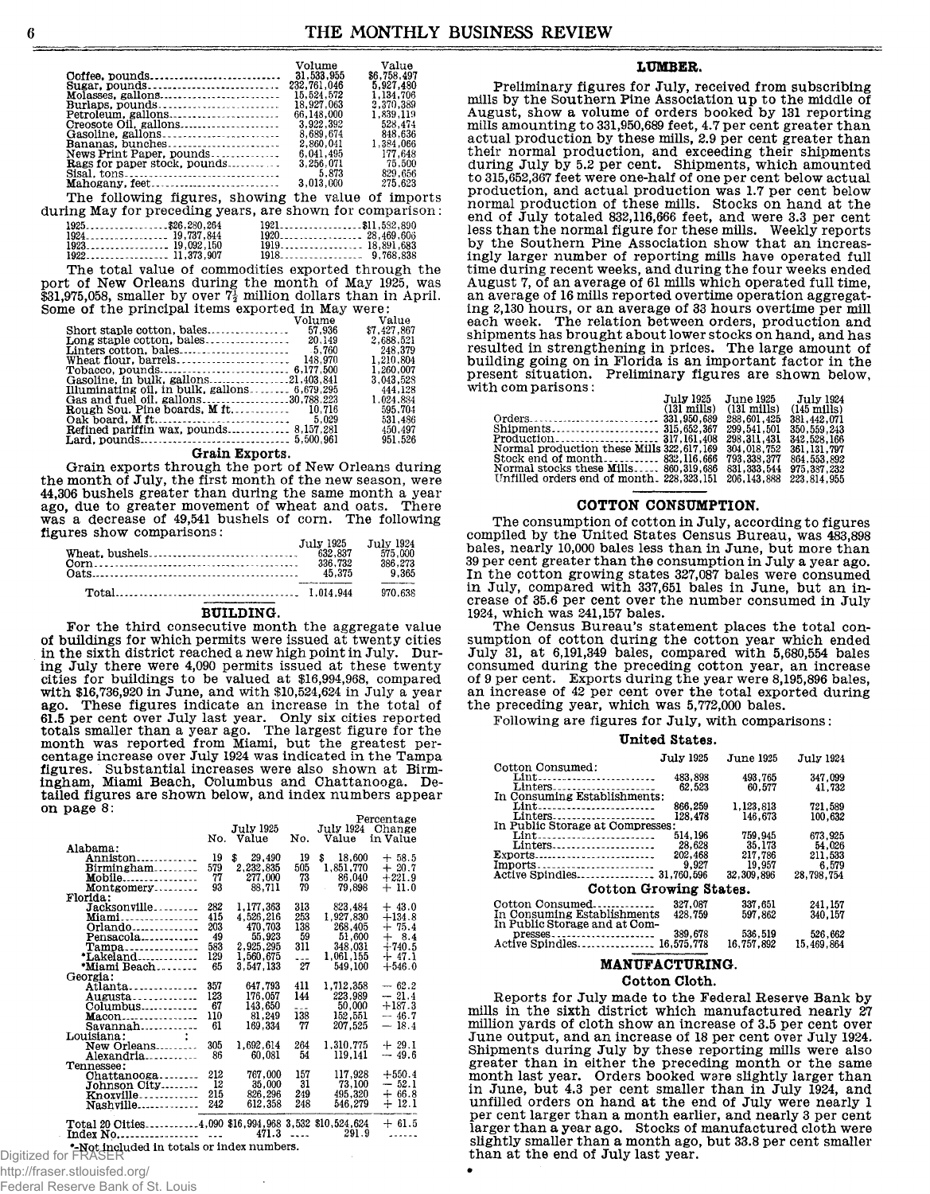| | Volume | Value |
|---|---|---|
| Coffee, pounds | 31,533,955 | $6,758,497 |
| Sugar, pounds | 232,761,046 | 5,927,480 |
| Molasses, gallons | 15,524,572 | 1,134,706 |
| Burlaps, pounds | 18,927,063 | 2,370,389 |
| Petroleum, gallons | 66,148,000 | 1,839,119 |
| Creosote Oil, gallons | 3,922,392 | 528,474 |
| Gasoline, gallons | 8,689,674 | 848,636 |
| Bananas, bunches | 2,860,041 | 1,384,066 |
| News Print Paper, pounds | 6,041,495 | 177,648 |
| Rags for paper stock, pounds | 3,256,071 | 75,500 |
| Sisal, tons | 5,873 | 829,656 |
| Mahogany, feet | 3,013,000 | 275,623 |

The following figures, showing the value of imports during May for preceding years, are shown for comparison:

| | | | |
|---|---|---|---|
| 1925 | $26,280,264 | 1921 | $11,552,890 |
| 1924 | 19,737,844 | 1920 | 28,469,606 |
| 1923 | 19,092,150 | 1919 | 18,891,683 |
| 1922 | 11,373,907 | 1918 | 9,768,838 |

The total value of commodities exported through the port of New Orleans during the month of May 1925, was $31,975,058, smaller by over 7½ million dollars than in April. Some of the principal items exported in May were:

| | Volume | Value |
|---|---|---|
| Short staple cotton, bales | 57,936 | $7,427,867 |
| Long staple cotton, bales | 20,149 | 2,688,521 |
| Linters cotton, bales | 5,760 | 248,379 |
| Wheat flour, barrels | 148,970 | 1,210,804 |
| Tobacco, pounds | 6,177,500 | 1,260,007 |
| Gasoline, in bulk, gallons | 21,403,841 | 3,043,528 |
| Illuminating oil, in bulk, gallons | 6,679,295 | 444,128 |
| Gas and fuel oil, gallons | 30,788,223 | 1,024,884 |
| Rough Sou. Pine boards, M ft. | 10,716 | 595,704 |
| Oak board, M ft. | 5,029 | 531,486 |
| Refined pariffin wax, pounds | 8,157,281 | 450,497 |
| Lard, pounds | 5,500,961 | 951,526 |

### Grain Exports.

Grain exports through the port of New Orleans during the month of July, the first month of the new season, were 44,306 bushels greater than during the same month a year ago, due to greater movement of wheat and oats. There was a decrease of 49,541 bushels of corn. The following figures show comparisons:

| | July 1925 | July 1924 |
|---|---|---|
| Wheat, bushels | 632,837 | 575,000 |
| Corn | 336,732 | 386,273 |
| Oats | 45,375 | 9,365 |
| Total | 1,014,944 | 970,638 |

## BUILDING.

For the third consecutive month the aggregate value of buildings for which permits were issued at twenty cities in the sixth district reached a new high point in July. During July there were 4,090 permits issued at these twenty cities for buildings to be valued at $16,994,968, compared with $16,736,920 in June, and with $10,524,624 in July a year ago. These figures indicate an increase in the total of 61.5 per cent over July last year. Only six cities reported totals smaller than a year ago. The largest figure for the month was reported from Miami, but the greatest percentage increase over July 1924 was indicated in the Tampa figures. Substantial increases were also shown at Birmingham, Miami Beach, Columbus and Chattanooga. Detailed figures are shown below, and index numbers appear on page 8:

| | July 1925 No. | July 1925 Value | July 1924 No. | July 1924 Value | Percentage Change in Value |
|---|---|---|---|---|---|
| **Alabama:** | | | | | |
| Anniston | 19 | $ 29,490 | 19 | $ 18,600 | + 58.5 |
| Birmingham | 579 | 2,232,835 | 505 | 1,851,770 | + 20.7 |
| Mobile | 77 | 277,000 | 73 | 86,040 | +221.9 |
| Montgomery | 93 | 88,711 | 79 | 79,898 | + 11.0 |
| **Florida:** | | | | | |
| Jacksonville | 282 | 1,177,363 | 313 | 823,484 | + 43.0 |
| Miami | 415 | 4,526,216 | 253 | 1,927,830 | +134.8 |
| Orlando | 203 | 470,703 | 138 | 268,405 | + 75.4 |
| Pensacola | 49 | 55,923 | 59 | 51,600 | + 8.4 |
| Tampa | 583 | 2,925,295 | 311 | 348,031 | +740.5 |
| *Lakeland | 129 | 1,560,675 | ---- | 1,061,155 | + 47.1 |
| *Miami Beach | 65 | 3,547,133 | 27 | 549,100 | +546.0 |
| **Georgia:** | | | | | |
| Atlanta | 357 | 647,793 | 411 | 1,712,358 | — 62.2 |
| Augusta | 123 | 176,057 | 144 | 223,989 | — 21.4 |
| Columbus | 67 | 143,650 | ---- | 50,000 | +187.3 |
| Macon | 110 | 81,249 | 138 | 152,551 | — 46.7 |
| Savannah | 61 | 169,334 | 77 | 207,525 | — 18.4 |
| **Louisiana:** | | | | | |
| New Orleans | 305 | 1,692,614 | 264 | 1,310,775 | + 29.1 |
| Alexandria | 86 | 60,081 | 54 | 119,141 | — 49.6 |
| **Tennessee:** | | | | | |
| Chattanooga | 212 | 767,000 | 157 | 117,928 | +550.4 |
| Johnson City | 12 | 35,000 | 31 | 73,100 | — 52.1 |
| Knoxville | 215 | 826,296 | 249 | 495,320 | + 66.8 |
| Nashville | 242 | 612,358 | 248 | 546,279 | + 12.1 |
| Total 20 Cities | 4,090 | $16,994,968 | 3,532 | $10,524,624 | + 61.5 |
| Index No. | --- | 471.3 | ---- | 291.9 | ------ |

*-Not included in totals or index numbers.

## LUMBER.

Preliminary figures for July, received from subscribing mills by the Southern Pine Association up to the middle of August, show a volume of orders booked by 131 reporting mills amounting to 331,950,689 feet, 4.7 per cent greater than actual production by these mills, 2.9 per cent greater than their normal production, and exceeding their shipments during July by 5.2 per cent. Shipments, which amounted to 315,652,367 feet were one-half of one per cent below actual production, and actual production was 1.7 per cent below normal production of these mills. Stocks on hand at the end of July totaled 832,116,666 feet, and were 3.3 per cent less than the normal figure for these mills. Weekly reports by the Southern Pine Association show that an increasingly larger number of reporting mills have operated full time during recent weeks, and during the four weeks ended August 7, of an average of 61 mills which operated full time, an average of 16 mills reported overtime operation aggregating 2,130 hours, or an average of 33 hours overtime per mill each week. The relation between orders, production and shipments has brought about lower stocks on hand, and has resulted in strengthening in prices. The large amount of building going on in Florida is an important factor in the present situation. Preliminary figures are shown below, with comparisons:

| | July 1925 (131 mills) | June 1925 (131 mills) | July 1924 (145 mills) |
|---|---|---|---|
| Orders | 331,950,689 | 288,601,425 | 381,442,071 |
| Shipments | 315,652,367 | 299,541,501 | 350,559,243 |
| Production | 317,161,408 | 298,311,431 | 342,528,166 |
| Normal production these Mills | 322,617,169 | 304,018,752 | 361,131,797 |
| Stock end of month | 832,116,666 | 793,338,377 | 864,553,892 |
| Normal stocks these Mills | 860,319,686 | 831,333,544 | 975,387,232 |
| Unfilled orders end of month | 228,323,151 | 206,143,888 | 223,814,955 |

## COTTON CONSUMPTION.

The consumption of cotton in July, according to figures compiled by the United States Census Bureau, was 483,898 bales, nearly 10,000 bales less than in June, but more than 39 per cent greater than the consumption in July a year ago. In the cotton growing states 327,087 bales were consumed in July, compared with 337,651 bales in June, but an increase of 35.6 per cent over the number consumed in July 1924, which was 241,157 bales.

The Census Bureau's statement places the total consumption of cotton during the cotton year which ended July 31, at 6,191,349 bales, compared with 5,680,554 bales consumed during the preceding cotton year, an increase of 9 per cent. Exports during the year were 8,195,896 bales, an increase of 42 per cent over the total exported during the preceding year, which was 5,772,000 bales.

Following are figures for July, with comparisons:

### United States.

| | July 1925 | June 1925 | July 1924 |
|---|---|---|---|
| **Cotton Consumed:** | | | |
| Lint | 483,898 | 493,765 | 347,099 |
| Linters | 62,523 | 60,577 | 41,732 |
| **In Consuming Establishments:** | | | |
| Lint | 866,259 | 1,123,813 | 721,589 |
| Linters | 128,478 | 146,673 | 100,632 |
| **In Public Storage at Compresses:** | | | |
| Lint | 514,196 | 759,945 | 673,925 |
| Linters | 28,628 | 35,173 | 54,026 |
| Exports | 202,468 | 217,786 | 211,533 |
| Imports | 9,927 | 19,957 | 6,579 |
| Active Spindles | 31,760,596 | 32,309,896 | 28,798,754 |

### Cotton Growing States.

| | July 1925 | June 1925 | July 1924 |
|---|---|---|---|
| Cotton Consumed | 327,087 | 337,651 | 241,157 |
| In Consuming Establishments | 428,759 | 597,862 | 340,157 |
| In Public Storage and at Compresses | 389,673 | 536,519 | 526,662 |
| Active Spindles | 16,575,778 | 16,757,892 | 15,469,864 |

## MANUFACTURING.

### Cotton Cloth.

Reports for July made to the Federal Reserve Bank by mills in the sixth district which manufactured nearly 27 million yards of cloth show an increase of 3.5 per cent over June output, and an increase of 18 per cent over July 1924. Shipments during July by these reporting mills were also greater than in either the preceding month or the same month last year. Orders booked were slightly larger than in June, but 4.3 per cent smaller than in July 1924, but unfilled orders on hand at the end of July were nearly 1 per cent larger than a month earlier, and nearly 3 per cent larger than a year ago. Stocks of manufactured cloth were slightly smaller than a month ago, but 33.8 per cent smaller than at the end of July last year.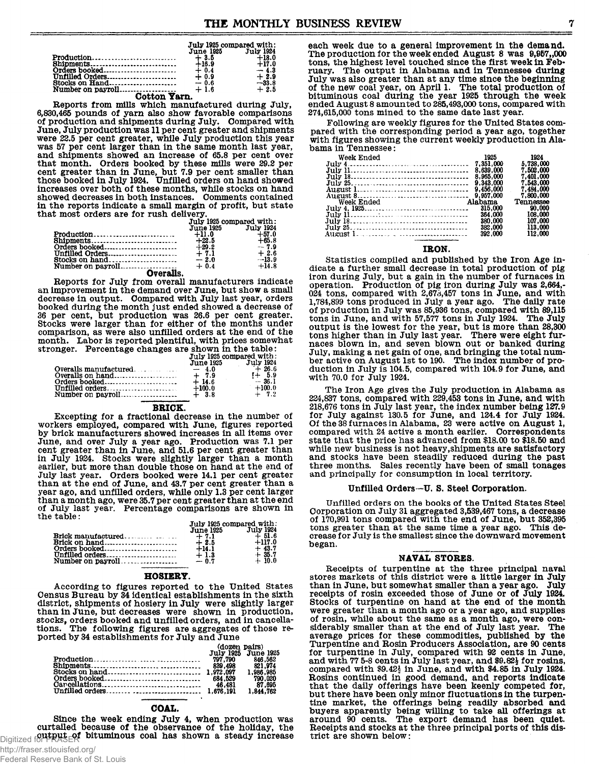| | July 1925 compared with: | |
|---|---|---|
| | June 1925 | July 1924 |
| Production | + 3.5 | +18.0 |
| Shipments | +16.9 | +17.0 |
| Orders booked | + 0.4 | — 4.3 |
| Unfilled Orders | + 0.9 | + 2.9 |
| Stocks on Hand | — 0.6 | —33.8 |
| Number on payroll | + 1.6 | + 2.5 |

### Cotton Yarn.

Reports from mills which manufactured during July, 6,830,465 pounds of yarn also show favorable comparisons of production and shipments during July. Compared with June, July production was 11 per cent greater and shipments were 22.5 per cent greater, while July production this year was 57 per cent larger than in the same month last year, and shipments showed an increase of 65.8 per cent over that month. Orders booked by these mills were 29.2 per cent greater than in June, but 7.9 per cent smaller than those booked in July 1924. Unfilled orders on hand showed increases over both of these months, while stocks on hand showed decreases in both instances. Comments contained in the reports indicate a small margin of profit, but state that most orders are for rush delivery.

| | July 1925 compared with: | |
|---|---|---|
| | June 1925 | July 1924 |
| Production | +11.0 | +57.0 |
| Shipments | +22.5 | +65.8 |
| Orders booked | +29.2 | — 7.9 |
| Unfilled Orders | + 7.1 | + 2.6 |
| Stocks on hand | — 2.0 | —13.9 |
| Number on payroll | + 0.4 | +14.8 |

### Overalls.

Reports for July from overall manufacturers indicate an improvement in the demand over June, but show a small decrease in output. Compared with July last year, orders booked during the month just ended showed a decrease of 36 per cent, but production was 26.6 per cent greater. Stocks were larger than for either of the months under comparison, as were also unfilled orders at the end of the month. Labor is reported plentiful, with prices somewhat stronger. Percentage changes are shown in the table:

| | July 1925 compared with: | |
|---|---|---|
| | June 1925 | July 1924 |
| Overalls manufactured | — 4.0 | + 26.6 |
| Overalls on hand | + 7.9 | + 5.9 |
| Orders booked | + 14.6 | — 36.1 |
| Unfilled orders | +100.0 | +100.0 |
| Number on payroll | + 3.8 | + 7.2 |

## BRICK.

Excepting for a fractional decrease in the number of workers employed, compared with June, figures reported by brick manufacturers showed increases in all items over June, and over July a year ago. Production was 7.1 per cent greater than in June, and 51.6 per cent greater than in July 1924. Stocks were slightly larger than a month earlier, but more than double those on hand at the end of July last year. Orders booked were 14.1 per cent greater than at the end of June, and 43.7 per cent greater than a year ago, and unfilled orders, while only 1.3 per cent larger than a month ago, were 35.7 per cent greater than at the end of July last year. Percentage comparisons are shown in the table:

| | July 1925 compared with: | |
|---|---|---|
| | June 1925 | July 1924 |
| Brick manufactured | + 7.1 | + 51.6 |
| Brick on hand | + 2.5 | +117.0 |
| Orders booked | +14.1 | + 43.7 |
| Unfilled orders | + 1.3 | + 35.7 |
| Number on payroll | — 0.7 | + 10.0 |

## HOSIERY.

According to figures reported to the United States Census Bureau by 34 identical establishments in the sixth district, shipments of hosiery in July were slightly larger than in June, but decreases were shown in production, stocks, orders booked and unfilled orders, and in cancellations. The following figures are aggregates of those reported by 34 establishments for July and June

| | (dozen pairs) | |
|---|---|---|
| | July 1925 | June 1925 |
| Production | 797,790 | 846,562 |
| Shipments | 839,498 | 821,974 |
| Stocks on hand | 1,972,097 | 1,986,985 |
| Orders booked | 684,529 | 790,020 |
| Cancellations | 46,481 | 87,695 |
| Unfilled orders | 1,676,191 | 1,844,762 |

## COAL.

Since the week ending July 4, when production was curtailed because of the observance of the holiday, the output of bituminous coal has shown a steady increase each week due to a general improvement in the demand. The production for the week ended August 8 was 9,957,000 tons, the highest level touched since the first week in February. The output in Alabama and in Tennessee during July was also greater than at any time since the beginning of the new coal year, on April 1. The total production of bituminous coal during the year 1925 through the week ended August 8 amounted to 285,493,000 tons, compared with 274,615,000 tons mined to the same date last year.

Following are weekly figures for the United States compared with the corresponding period a year ago, together with figures showing the current weekly production in Alabama in Tennessee:

| Week Ended | 1925 | 1924 |
|---|---|---|
| July 4 | 7,351,000 | 5,738,000 |
| July 11 | 8,639,000 | 7,502,000 |
| July 18 | 8,965,000 | 7,401,000 |
| July 25 | 9,343,000 | 7,543,000 |
| August 1 | 9,456,000 | 7,484,000 |
| August 8 | 9,957,000 | 7,800,000 |
| **Week Ended** | **Alabama** | **Tennessee** |
| July 4, 1925 | 315,000 | 90,000 |
| July 11 | 364,000 | 108,000 |
| July 18 | 380,000 | 107,000 |
| July 25 | 382,000 | 113,000 |
| August 1 | 392,000 | 112,000 |

## IRON.

Statistics compiled and published by the Iron Age indicate a further small decrease in total production of pig iron during July, but a gain in the number of furnaces in operation. Production of pig iron during July was 2,664,024 tons, compared with 2,673,457 tons in June, and with 1,784,899 tons produced in July a year ago. The daily rate of production in July was 85,936 tons, compared with 89,115 tons in June, and with 57,577 tons in July 1924. The July output is the lowest for the year, but is more than 28,300 tons higher than in July last year. There were eight furnaces blown in, and seven blown out or banked during July, making a net gain of one, and bringing the total number active on August 1st to 190. The index number of production in July is 104.5, compared with 104.9 for June, and with 70.0 for July 1924.

The Iron Age gives the July production in Alabama as 224,837 tons, compared with 229,453 tons in June, and with 218,676 tons in July last year, the index number being 127.9 for July against 130.5 for June, and 124.4 for July 1924. Of the 38 furnaces in Alabama, 23 were active on August 1, compared with 24 active a month earlier. Correspondents state that the price has advanced from $18.00 to $18.50 and while new business is not heavy, shipments are satisfactory and stocks have been steadily reduced during the past three months. Sales recently have been of small tonages and principally for consumption in local territory.

### Unfilled Orders—U. S. Steel Corporation.

Unfilled orders on the books of the United States Steel Corporation on July 31 aggregated 3,539,467 tons, a decrease of 170,991 tons compared with the end of June, but 352,395 tons greater than at the same time a year ago. This decrease for July is the smallest since the downward movement began.

## NAVAL STORES.

Receipts of turpentine at the three principal naval stores markets of this district were a little larger in July than in June, but somewhat smaller than a year ago. July receipts of rosin exceeded those of June or of July 1924. Stocks of turpentine on hand at the end of the month were greater than a month ago or a year ago, and supplies of rosin, while about the same as a month ago, were considerably smaller than at the end of July last year. The average prices for these commodities, published by the Turpentine and Rosin Producers Association, are 90 cents for turpentine in July, compared with 92 cents in June, and with 77 5-8 cents in July last year, and $9.82½ for rosins, compared with $9.42½ in June, and with $4.85 in July 1924. Rosins continued in good demand, and reports indicate that the daily offerings have been keenly competed for, but there have been only minor fluctuations in the turpentine market, the offerings being readily absorbed and buyers apparently being willing to take all offerings at around 90 cents. The export demand has been quiet. Receipts and stocks at the three principal ports of this district are shown below: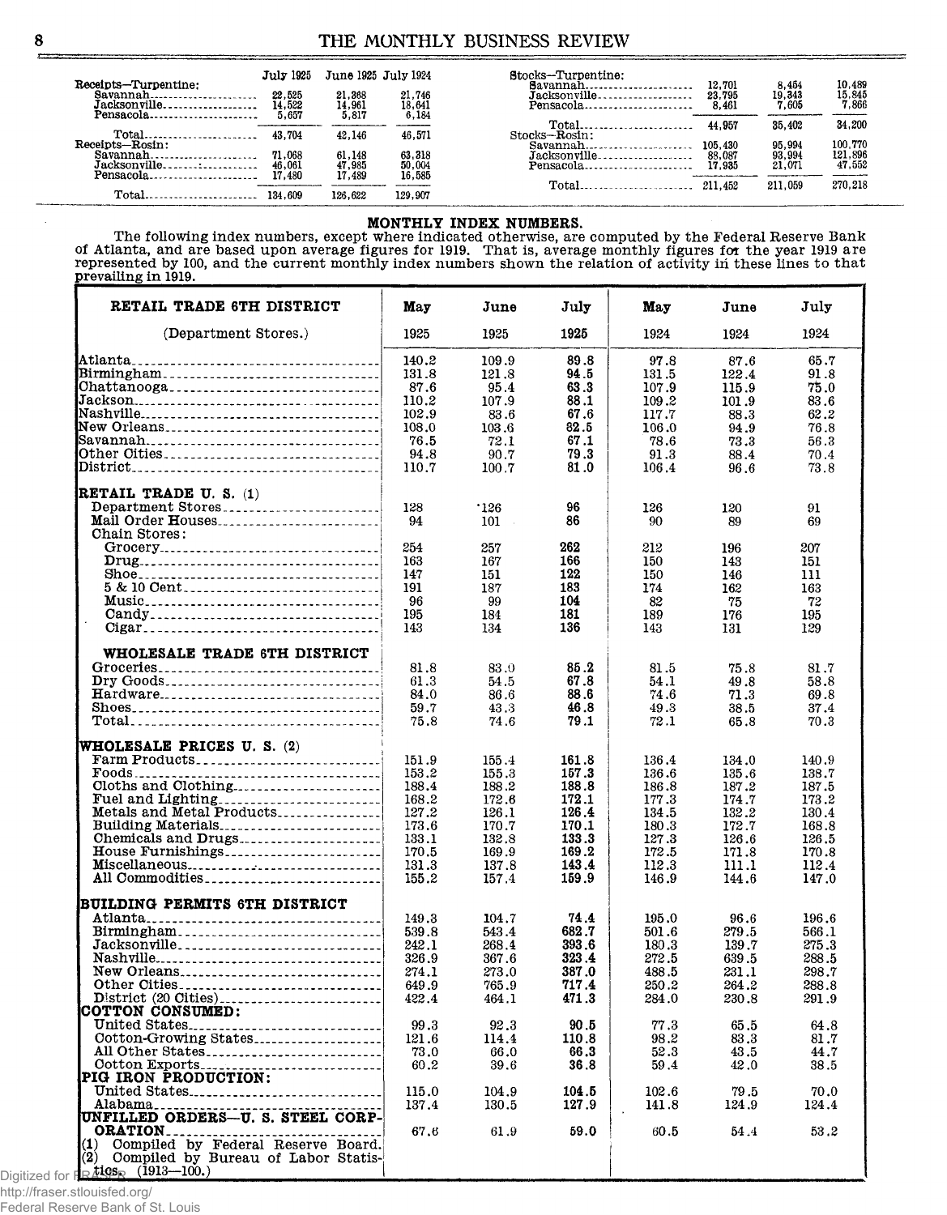| | July 1925 | June 1925 | July 1924 |
|---|---|---|---|
| Receipts—Turpentine: | | | |
| Savannah | 22,525 | 21,368 | 21,746 |
| Jacksonville | 14,522 | 14,961 | 18,641 |
| Pensacola | 5,657 | 5,817 | 6,184 |
| Total | 43,704 | 42,146 | 46,571 |
| Receipts—Rosin: | | | |
| Savannah | 71,068 | 61,148 | 63,318 |
| Jacksonville | 46,061 | 47,985 | 50,004 |
| Pensacola | 17,480 | 17,489 | 16,585 |
| Total | 134,609 | 126,622 | 129,907 |

| | July 1925 | June 1925 | July 1924 |
|---|---|---|---|
| Stocks—Turpentine: | | | |
| Savannah | 12,701 | 8,464 | 10,489 |
| Jacksonville | 23,795 | 19,343 | 15,845 |
| Pensacola | 8,461 | 7,605 | 7,866 |
| Total | 44,957 | 35,402 | 34,200 |
| Stocks—Rosin: | | | |
| Savannah | 105,430 | 95,994 | 100,770 |
| Jacksonville | 88,087 | 93,994 | 121,896 |
| Pensacola | 17,935 | 21,071 | 47,552 |
| Total | 211,452 | 211,059 | 270,218 |

## MONTHLY INDEX NUMBERS.

The following index numbers, except where indicated otherwise, are computed by the Federal Reserve Bank of Atlanta, and are based upon average figures for 1919. That is, average monthly figures for the year 1919 are represented by 100, and the current monthly index numbers shown the relation of activity in these lines to that prevailing in 1919.

| RETAIL TRADE 6TH DISTRICT | May | June | July | May | June | July |
|---|---|---|---|---|---|---|
| (Department Stores.) | 1925 | 1925 | 1925 | 1924 | 1924 | 1924 |
| Atlanta | 140.2 | 109.9 | **89.8** | 97.8 | 87.6 | 65.7 |
| Birmingham | 131.8 | 121.8 | **94.5** | 131.5 | 122.4 | 91.8 |
| Chattanooga | 87.6 | 95.4 | **63.3** | 107.9 | 115.9 | 75.0 |
| Jackson | 110.2 | 107.9 | **88.1** | 109.2 | 101.9 | 83.6 |
| Nashville | 102.9 | 83.6 | **67.6** | 117.7 | 88.3 | 62.2 |
| New Orleans | 108.0 | 103.6 | **82.5** | 106.0 | 94.9 | 76.8 |
| Savannah | 76.5 | 72.1 | **67.1** | 78.6 | 73.3 | 56.3 |
| Other Cities | 94.8 | 90.7 | **79.3** | 91.3 | 88.4 | 70.4 |
| District | 110.7 | 100.7 | **81.0** | 106.4 | 96.6 | 73.8 |
| **RETAIL TRADE U. S. (1)** | | | | | | |
| Department Stores | 128 | 126 | **96** | 126 | 120 | 91 |
| Mail Order Houses | 94 | 101 | **86** | 90 | 89 | 69 |
| Chain Stores: | | | | | | |
| Grocery | 254 | 257 | **262** | 212 | 196 | 207 |
| Drug | 163 | 167 | **166** | 150 | 143 | 151 |
| Shoe | 147 | 151 | **122** | 150 | 146 | 111 |
| 5 & 10 Cent | 191 | 187 | **183** | 174 | 162 | 163 |
| Music | 96 | 99 | **104** | 82 | 75 | 72 |
| Candy | 195 | 184 | **181** | 189 | 176 | 195 |
| Cigar | 143 | 134 | **136** | 143 | 131 | 129 |
| **WHOLESALE TRADE 6TH DISTRICT** | | | | | | |
| Groceries | 81.8 | 83.0 | **85.2** | 81.5 | 75.8 | 81.7 |
| Dry Goods | 61.3 | 54.5 | **67.8** | 54.1 | 49.8 | 58.8 |
| Hardware | 84.0 | 86.6 | **88.6** | 74.6 | 71.3 | 69.8 |
| Shoes | 59.7 | 43.3 | **46.8** | 49.3 | 38.5 | 37.4 |
| Total | 75.8 | 74.6 | **79.1** | 72.1 | 65.8 | 70.3 |
| **WHOLESALE PRICES U. S. (2)** | | | | | | |
| Farm Products | 151.9 | 155.4 | **161.8** | 136.4 | 134.0 | 140.9 |
| Foods | 153.2 | 155.3 | **157.3** | 136.6 | 135.6 | 138.7 |
| Cloths and Clothing | 188.4 | 188.2 | **188.8** | 186.8 | 187.2 | 187.5 |
| Fuel and Lighting | 168.2 | 172.6 | **172.1** | 177.3 | 174.7 | 173.2 |
| Metals and Metal Products | 127.2 | 126.1 | **126.4** | 134.5 | 132.2 | 130.4 |
| Building Materials | 173.6 | 170.7 | **170.1** | 180.3 | 172.7 | 168.8 |
| Chemicals and Drugs | 133.1 | 132.8 | **133.3** | 127.3 | 126.6 | 126.5 |
| House Furnishings | 170.5 | 169.9 | **169.2** | 172.5 | 171.8 | 170.8 |
| Miscellaneous | 131.3 | 137.8 | **143.4** | 112.3 | 111.1 | 112.4 |
| All Commodities | 155.2 | 157.4 | **159.9** | 146.9 | 144.6 | 147.0 |
| **BUILDING PERMITS 6TH DISTRICT** | | | | | | |
| Atlanta | 149.3 | 104.7 | **74.4** | 195.0 | 96.6 | 196.6 |
| Birmingham | 539.8 | 543.4 | **682.7** | 501.6 | 279.5 | 566.1 |
| Jacksonville | 242.1 | 268.4 | **393.6** | 180.3 | 139.7 | 275.3 |
| Nashville | 326.9 | 367.6 | **323.4** | 272.5 | 639.5 | 288.5 |
| New Orleans | 274.1 | 273.0 | **387.0** | 488.5 | 231.1 | 298.7 |
| Other Cities | 649.9 | 765.9 | **717.4** | 250.2 | 264.2 | 288.8 |
| District (20 Cities) | 422.4 | 464.1 | **471.3** | 284.0 | 230.8 | 291.9 |
| **COTTON CONSUMED:** | | | | | | |
| United States | 99.3 | 92.3 | **90.5** | 77.3 | 65.5 | 64.8 |
| Cotton-Growing States | 121.6 | 114.4 | **110.8** | 98.2 | 83.3 | 81.7 |
| All Other States | 73.0 | 66.0 | **66.3** | 52.3 | 43.5 | 44.7 |
| Cotton Exports | 60.2 | 39.6 | **36.8** | 59.4 | 42.0 | 38.5 |
| **PIG IRON PRODUCTION:** | | | | | | |
| United States | 115.0 | 104.9 | **104.5** | 102.6 | 79.5 | 70.0 |
| Alabama | 137.4 | 130.5 | **127.9** | 141.8 | 124.9 | 124.4 |
| **UNFILLED ORDERS—U. S. STEEL CORPORATION** | 67.6 | 61.9 | **59.0** | 60.5 | 54.4 | 53.2 |

(1) Compiled by Federal Reserve Board.
(2) Compiled by Bureau of Labor Statistics. (1913—100.)